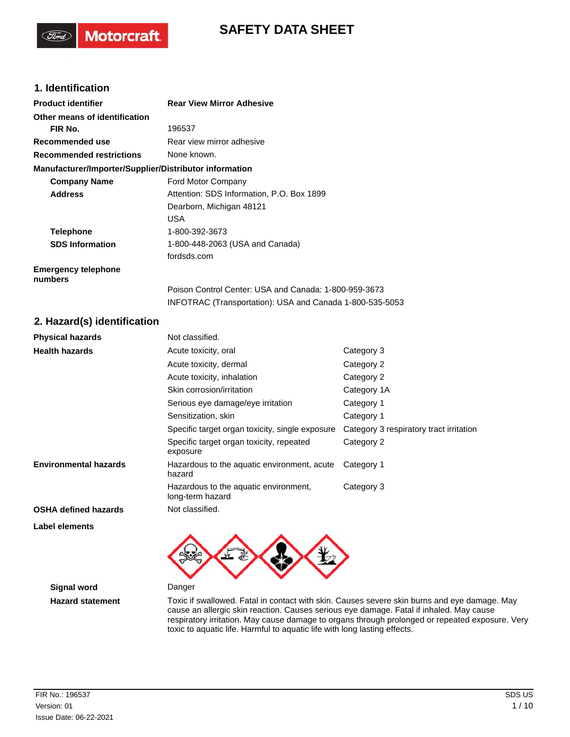# SAFETY DATA SHEET

## 1. Identification

| | |
|---|---|
| **Product identifier** | **Rear View Mirror Adhesive** |
| **Other means of identification** | |
| **FIR No.** | 196537 |
| **Recommended use** | Rear view mirror adhesive |
| **Recommended restrictions** | None known. |

**Manufacturer/Importer/Supplier/Distributor information**

| | |
|---|---|
| **Company Name** | Ford Motor Company |
| **Address** | Attention: SDS Information, P.O. Box 1899<br>Dearborn, Michigan 48121<br>USA |
| **Telephone** | 1-800-392-3673 |
| **SDS Information** | 1-800-448-2063 (USA and Canada)<br>fordsds.com |
| **Emergency telephone numbers** | Poison Control Center: USA and Canada: 1-800-959-3673<br>INFOTRAC (Transportation): USA and Canada 1-800-535-5053 |

## 2. Hazard(s) identification

| | | |
|---|---|---|
| **Physical hazards** | Not classified. | |
| **Health hazards** | Acute toxicity, oral | Category 3 |
| | Acute toxicity, dermal | Category 2 |
| | Acute toxicity, inhalation | Category 2 |
| | Skin corrosion/irritation | Category 1A |
| | Serious eye damage/eye irritation | Category 1 |
| | Sensitization, skin | Category 1 |
| | Specific target organ toxicity, single exposure | Category 3 respiratory tract irritation |
| | Specific target organ toxicity, repeated exposure | Category 2 |
| **Environmental hazards** | Hazardous to the aquatic environment, acute hazard | Category 1 |
| | Hazardous to the aquatic environment, long-term hazard | Category 3 |
| **OSHA defined hazards** | Not classified. | |

**Label elements**

| | |
|---|---|
| **Signal word** | Danger |
| **Hazard statement** | Toxic if swallowed. Fatal in contact with skin. Causes severe skin burns and eye damage. May cause an allergic skin reaction. Causes serious eye damage. Fatal if inhaled. May cause respiratory irritation. May cause damage to organs through prolonged or repeated exposure. Very toxic to aquatic life. Harmful to aquatic life with long lasting effects. |

FIR No.: 196537
Version: 01
Issue Date: 06-22-2021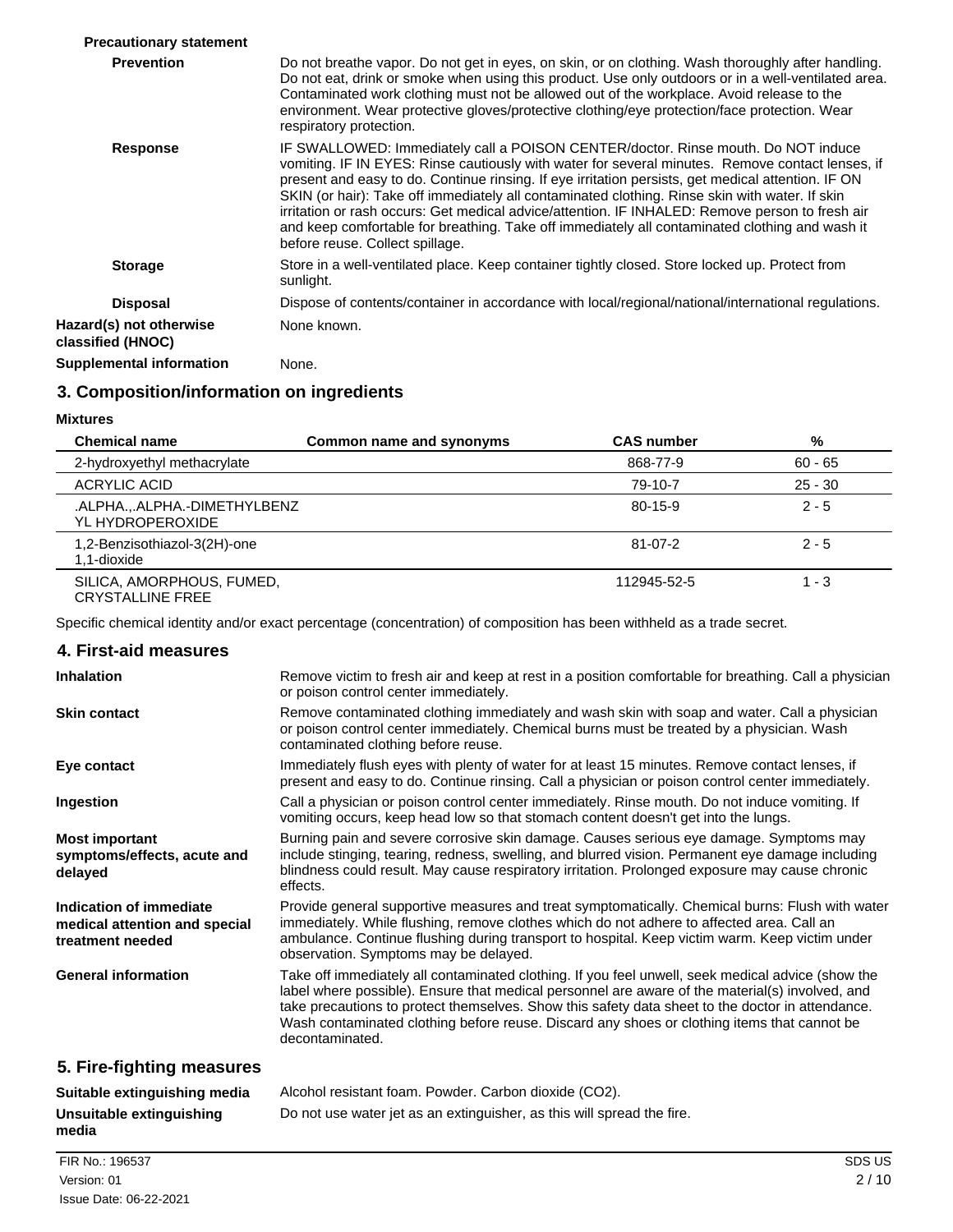**Precautionary statement**

| | |
|---|---|
| **Prevention** | Do not breathe vapor. Do not get in eyes, on skin, or on clothing. Wash thoroughly after handling. Do not eat, drink or smoke when using this product. Use only outdoors or in a well-ventilated area. Contaminated work clothing must not be allowed out of the workplace. Avoid release to the environment. Wear protective gloves/protective clothing/eye protection/face protection. Wear respiratory protection. |
| **Response** | IF SWALLOWED: Immediately call a POISON CENTER/doctor. Rinse mouth. Do NOT induce vomiting. IF IN EYES: Rinse cautiously with water for several minutes. Remove contact lenses, if present and easy to do. Continue rinsing. If eye irritation persists, get medical attention. IF ON SKIN (or hair): Take off immediately all contaminated clothing. Rinse skin with water. If skin irritation or rash occurs: Get medical advice/attention. IF INHALED: Remove person to fresh air and keep comfortable for breathing. Take off immediately all contaminated clothing and wash it before reuse. Collect spillage. |
| **Storage** | Store in a well-ventilated place. Keep container tightly closed. Store locked up. Protect from sunlight. |
| **Disposal** | Dispose of contents/container in accordance with local/regional/national/international regulations. |
| **Hazard(s) not otherwise classified (HNOC)** | None known. |
| **Supplemental information** | None. |

## 3. Composition/information on ingredients

**Mixtures**

| Chemical name | Common name and synonyms | CAS number | % |
|---|---|---|---|
| 2-hydroxyethyl methacrylate | | 868-77-9 | 60 - 65 |
| ACRYLIC ACID | | 79-10-7 | 25 - 30 |
| .ALPHA.,.ALPHA.-DIMETHYLBENZYL HYDROPEROXIDE | | 80-15-9 | 2 - 5 |
| 1,2-Benzisothiazol-3(2H)-one 1,1-dioxide | | 81-07-2 | 2 - 5 |
| SILICA, AMORPHOUS, FUMED, CRYSTALLINE FREE | | 112945-52-5 | 1 - 3 |

Specific chemical identity and/or exact percentage (concentration) of composition has been withheld as a trade secret.

## 4. First-aid measures

| | |
|---|---|
| **Inhalation** | Remove victim to fresh air and keep at rest in a position comfortable for breathing. Call a physician or poison control center immediately. |
| **Skin contact** | Remove contaminated clothing immediately and wash skin with soap and water. Call a physician or poison control center immediately. Chemical burns must be treated by a physician. Wash contaminated clothing before reuse. |
| **Eye contact** | Immediately flush eyes with plenty of water for at least 15 minutes. Remove contact lenses, if present and easy to do. Continue rinsing. Call a physician or poison control center immediately. |
| **Ingestion** | Call a physician or poison control center immediately. Rinse mouth. Do not induce vomiting. If vomiting occurs, keep head low so that stomach content doesn't get into the lungs. |
| **Most important symptoms/effects, acute and delayed** | Burning pain and severe corrosive skin damage. Causes serious eye damage. Symptoms may include stinging, tearing, redness, swelling, and blurred vision. Permanent eye damage including blindness could result. May cause respiratory irritation. Prolonged exposure may cause chronic effects. |
| **Indication of immediate medical attention and special treatment needed** | Provide general supportive measures and treat symptomatically. Chemical burns: Flush with water immediately. While flushing, remove clothes which do not adhere to affected area. Call an ambulance. Continue flushing during transport to hospital. Keep victim warm. Keep victim under observation. Symptoms may be delayed. |
| **General information** | Take off immediately all contaminated clothing. If you feel unwell, seek medical advice (show the label where possible). Ensure that medical personnel are aware of the material(s) involved, and take precautions to protect themselves. Show this safety data sheet to the doctor in attendance. Wash contaminated clothing before reuse. Discard any shoes or clothing items that cannot be decontaminated. |

## 5. Fire-fighting measures

| | |
|---|---|
| **Suitable extinguishing media** | Alcohol resistant foam. Powder. Carbon dioxide ($CO_2$). |
| **Unsuitable extinguishing media** | Do not use water jet as an extinguisher, as this will spread the fire. |

FIR No.: 196537
Version: 01
Issue Date: 06-22-2021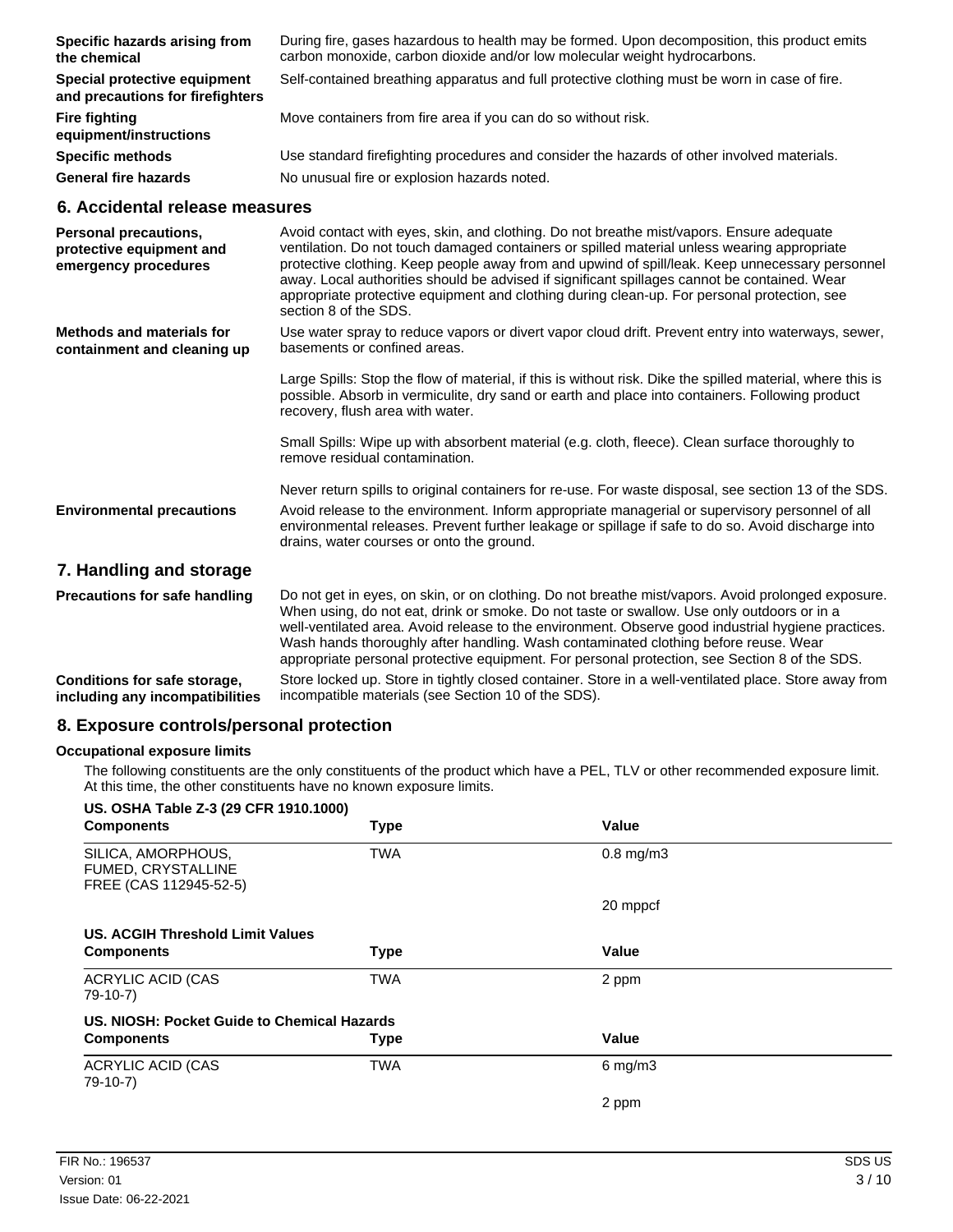| | |
|---|---|
| **Specific hazards arising from the chemical** | During fire, gases hazardous to health may be formed. Upon decomposition, this product emits carbon monoxide, carbon dioxide and/or low molecular weight hydrocarbons. |
| **Special protective equipment and precautions for firefighters** | Self-contained breathing apparatus and full protective clothing must be worn in case of fire. |
| **Fire fighting equipment/instructions** | Move containers from fire area if you can do so without risk. |
| **Specific methods** | Use standard firefighting procedures and consider the hazards of other involved materials. |
| **General fire hazards** | No unusual fire or explosion hazards noted. |

## 6. Accidental release measures

**Personal precautions, protective equipment and emergency procedures**

Avoid contact with eyes, skin, and clothing. Do not breathe mist/vapors. Ensure adequate ventilation. Do not touch damaged containers or spilled material unless wearing appropriate protective clothing. Keep people away from and upwind of spill/leak. Keep unnecessary personnel away. Local authorities should be advised if significant spillages cannot be contained. Wear appropriate protective equipment and clothing during clean-up. For personal protection, see section 8 of the SDS.

**Methods and materials for containment and cleaning up**

Use water spray to reduce vapors or divert vapor cloud drift. Prevent entry into waterways, sewer, basements or confined areas.

Large Spills: Stop the flow of material, if this is without risk. Dike the spilled material, where this is possible. Absorb in vermiculite, dry sand or earth and place into containers. Following product recovery, flush area with water.

Small Spills: Wipe up with absorbent material (e.g. cloth, fleece). Clean surface thoroughly to remove residual contamination.

Never return spills to original containers for re-use. For waste disposal, see section 13 of the SDS.

**Environmental precautions**

Avoid release to the environment. Inform appropriate managerial or supervisory personnel of all environmental releases. Prevent further leakage or spillage if safe to do so. Avoid discharge into drains, water courses or onto the ground.

## 7. Handling and storage

**Precautions for safe handling**

Do not get in eyes, on skin, or on clothing. Do not breathe mist/vapors. Avoid prolonged exposure. When using, do not eat, drink or smoke. Do not taste or swallow. Use only outdoors or in a well-ventilated area. Avoid release to the environment. Observe good industrial hygiene practices. Wash hands thoroughly after handling. Wash contaminated clothing before reuse. Wear appropriate personal protective equipment. For personal protection, see Section 8 of the SDS.

**Conditions for safe storage, including any incompatibilities**

Store locked up. Store in tightly closed container. Store in a well-ventilated place. Store away from incompatible materials (see Section 10 of the SDS).

## 8. Exposure controls/personal protection

### Occupational exposure limits

The following constituents are the only constituents of the product which have a PEL, TLV or other recommended exposure limit. At this time, the other constituents have no known exposure limits.

**US. OSHA Table Z-3 (29 CFR 1910.1000)**

| Components | Type | Value |
|---|---|---|
| SILICA, AMORPHOUS, FUMED, CRYSTALLINE FREE (CAS 112945-52-5) | TWA | 0.8 mg/m3 |
| | | 20 mppcf |

**US. ACGIH Threshold Limit Values**

| Components | Type | Value |
|---|---|---|
| ACRYLIC ACID (CAS 79-10-7) | TWA | 2 ppm |

**US. NIOSH: Pocket Guide to Chemical Hazards**

| Components | Type | Value |
|---|---|---|
| ACRYLIC ACID (CAS 79-10-7) | TWA | 6 mg/m3 |
| | | 2 ppm |

FIR No.: 196537
Version: 01
Issue Date: 06-22-2021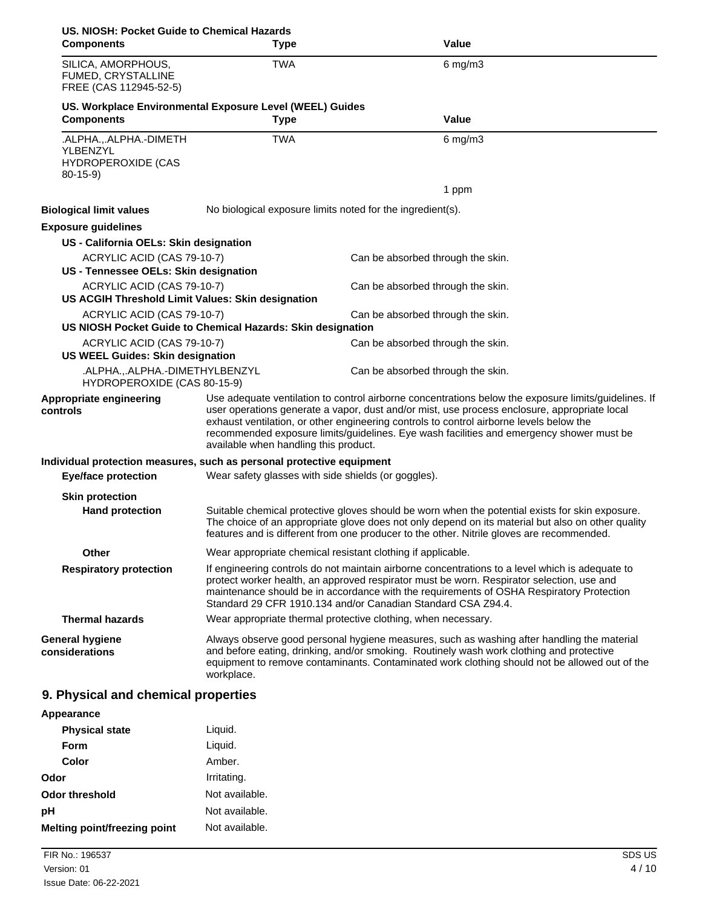**US. NIOSH: Pocket Guide to Chemical Hazards**

| Components | Type | Value |
|---|---|---|
| SILICA, AMORPHOUS, FUMED, CRYSTALLINE FREE (CAS 112945-52-5) | TWA | 6 mg/m3 |

**US. Workplace Environmental Exposure Level (WEEL) Guides**

| Components | Type | Value |
|---|---|---|
| .ALPHA.,.ALPHA.-DIMETH YLBENZYL HYDROPEROXIDE (CAS 80-15-9) | TWA | 6 mg/m3 |
| | | 1 ppm |

**Biological limit values** No biological exposure limits noted for the ingredient(s).

**Exposure guidelines**

**US - California OELs: Skin designation**

ACRYLIC ACID (CAS 79-10-7) Can be absorbed through the skin.

**US - Tennessee OELs: Skin designation**

ACRYLIC ACID (CAS 79-10-7) Can be absorbed through the skin.

**US ACGIH Threshold Limit Values: Skin designation**

ACRYLIC ACID (CAS 79-10-7) Can be absorbed through the skin.

**US NIOSH Pocket Guide to Chemical Hazards: Skin designation**

ACRYLIC ACID (CAS 79-10-7) Can be absorbed through the skin.

**US WEEL Guides: Skin designation**

.ALPHA.,.ALPHA.-DIMETHYLBENZYL HYDROPEROXIDE (CAS 80-15-9) Can be absorbed through the skin.

**Appropriate engineering controls** Use adequate ventilation to control airborne concentrations below the exposure limits/guidelines. If user operations generate a vapor, dust and/or mist, use process enclosure, appropriate local exhaust ventilation, or other engineering controls to control airborne levels below the recommended exposure limits/guidelines. Eye wash facilities and emergency shower must be available when handling this product.

**Individual protection measures, such as personal protective equipment**

**Eye/face protection** Wear safety glasses with side shields (or goggles).

**Skin protection**

**Hand protection** Suitable chemical protective gloves should be worn when the potential exists for skin exposure. The choice of an appropriate glove does not only depend on its material but also on other quality features and is different from one producer to the other. Nitrile gloves are recommended.

**Other** Wear appropriate chemical resistant clothing if applicable.

**Respiratory protection** If engineering controls do not maintain airborne concentrations to a level which is adequate to protect worker health, an approved respirator must be worn. Respirator selection, use and maintenance should be in accordance with the requirements of OSHA Respiratory Protection Standard 29 CFR 1910.134 and/or Canadian Standard CSA Z94.4.

**Thermal hazards** Wear appropriate thermal protective clothing, when necessary.

**General hygiene considerations** Always observe good personal hygiene measures, such as washing after handling the material and before eating, drinking, and/or smoking. Routinely wash work clothing and protective equipment to remove contaminants. Contaminated work clothing should not be allowed out of the workplace.

## 9. Physical and chemical properties

**Appearance**

**Physical state** Liquid.

**Form** Liquid.

**Color** Amber.

**Odor** Irritating.

**Odor threshold** Not available.

**pH** Not available.

**Melting point/freezing point** Not available.

FIR No.: 196537
Version: 01
Issue Date: 06-22-2021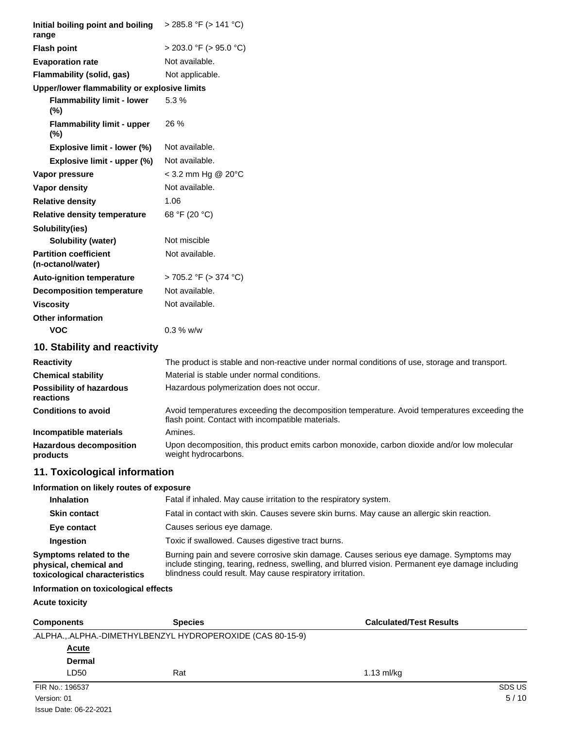| | |
|---|---|
| **Initial boiling point and boiling range** | > 285.8 °F (> 141 °C) |
| **Flash point** | > 203.0 °F (> 95.0 °C) |
| **Evaporation rate** | Not available. |
| **Flammability (solid, gas)** | Not applicable. |
| **Upper/lower flammability or explosive limits** | |
| **Flammability limit - lower (%)** | 5.3 % |
| **Flammability limit - upper (%)** | 26 % |
| **Explosive limit - lower (%)** | Not available. |
| **Explosive limit - upper (%)** | Not available. |
| **Vapor pressure** | < 3.2 mm Hg @ 20°C |
| **Vapor density** | Not available. |
| **Relative density** | 1.06 |
| **Relative density temperature** | 68 °F (20 °C) |
| **Solubility(ies)** | |
| **Solubility (water)** | Not miscible |
| **Partition coefficient (n-octanol/water)** | Not available. |
| **Auto-ignition temperature** | > 705.2 °F (> 374 °C) |
| **Decomposition temperature** | Not available. |
| **Viscosity** | Not available. |
| **Other information** | |
| **VOC** | 0.3 % w/w |

## 10. Stability and reactivity

| | |
|---|---|
| **Reactivity** | The product is stable and non-reactive under normal conditions of use, storage and transport. |
| **Chemical stability** | Material is stable under normal conditions. |
| **Possibility of hazardous reactions** | Hazardous polymerization does not occur. |
| **Conditions to avoid** | Avoid temperatures exceeding the decomposition temperature. Avoid temperatures exceeding the flash point. Contact with incompatible materials. |
| **Incompatible materials** | Amines. |
| **Hazardous decomposition products** | Upon decomposition, this product emits carbon monoxide, carbon dioxide and/or low molecular weight hydrocarbons. |

## 11. Toxicological information

**Information on likely routes of exposure**

| | |
|---|---|
| **Inhalation** | Fatal if inhaled. May cause irritation to the respiratory system. |
| **Skin contact** | Fatal in contact with skin. Causes severe skin burns. May cause an allergic skin reaction. |
| **Eye contact** | Causes serious eye damage. |
| **Ingestion** | Toxic if swallowed. Causes digestive tract burns. |
| **Symptoms related to the physical, chemical and toxicological characteristics** | Burning pain and severe corrosive skin damage. Causes serious eye damage. Symptoms may include stinging, tearing, redness, swelling, and blurred vision. Permanent eye damage including blindness could result. May cause respiratory irritation. |

**Information on toxicological effects**

**Acute toxicity**

| Components | Species | Calculated/Test Results |
|---|---|---|
| .ALPHA.,.ALPHA.-DIMETHYLBENZYL HYDROPEROXIDE (CAS 80-15-9) | | |
| **Acute** | | |
| **Dermal** | | |
| LD50 | Rat | 1.13 ml/kg |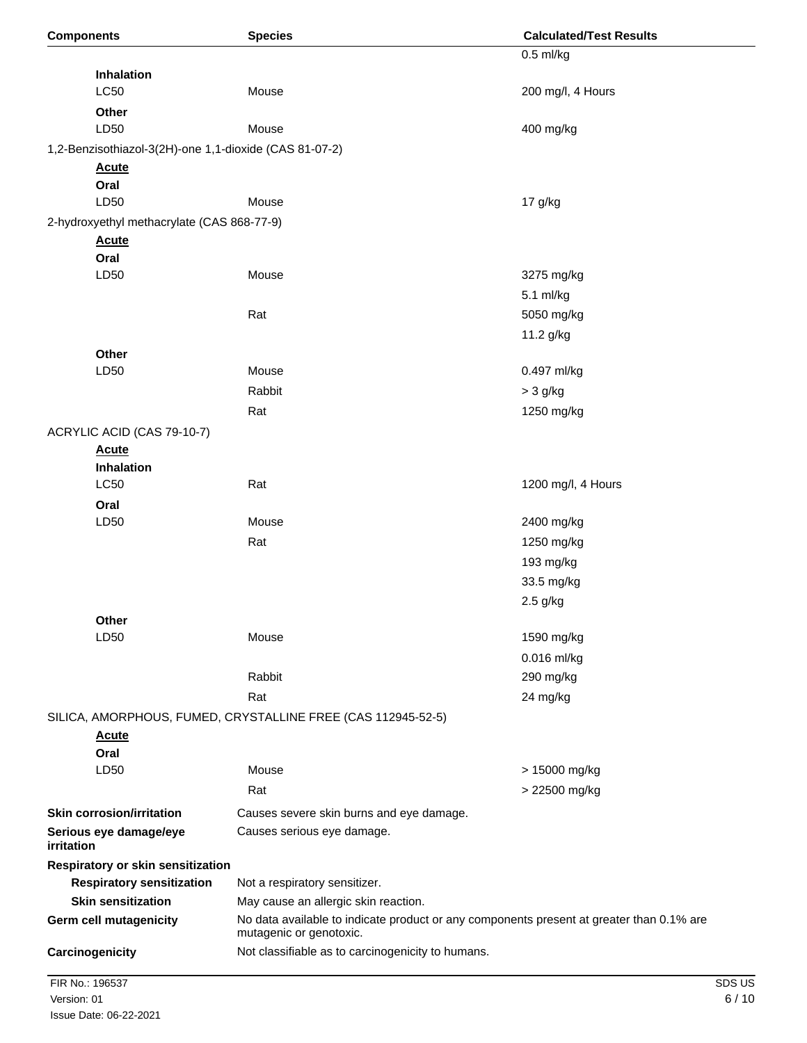| Components | Species | Calculated/Test Results |
|---|---|---|
| | | 0.5 ml/kg |
| **Inhalation** | | |
| LC50 | Mouse | 200 mg/l, 4 Hours |
| **Other** | | |
| LD50 | Mouse | 400 mg/kg |
| 1,2-Benzisothiazol-3(2H)-one 1,1-dioxide (CAS 81-07-2) | | |
| **Acute** | | |
| **Oral** | | |
| LD50 | Mouse | 17 g/kg |
| 2-hydroxyethyl methacrylate (CAS 868-77-9) | | |
| **Acute** | | |
| **Oral** | | |
| LD50 | Mouse | 3275 mg/kg |
| | | 5.1 ml/kg |
| | Rat | 5050 mg/kg |
| | | 11.2 g/kg |
| **Other** | | |
| LD50 | Mouse | 0.497 ml/kg |
| | Rabbit | > 3 g/kg |
| | Rat | 1250 mg/kg |
| ACRYLIC ACID (CAS 79-10-7) | | |
| **Acute** | | |
| **Inhalation** | | |
| LC50 | Rat | 1200 mg/l, 4 Hours |
| **Oral** | | |
| LD50 | Mouse | 2400 mg/kg |
| | Rat | 1250 mg/kg |
| | | 193 mg/kg |
| | | 33.5 mg/kg |
| | | 2.5 g/kg |
| **Other** | | |
| LD50 | Mouse | 1590 mg/kg |
| | | 0.016 ml/kg |
| | Rabbit | 290 mg/kg |
| | Rat | 24 mg/kg |
| SILICA, AMORPHOUS, FUMED, CRYSTALLINE FREE (CAS 112945-52-5) | | |
| **Acute** | | |
| **Oral** | | |
| LD50 | Mouse | > 15000 mg/kg |
| | Rat | > 22500 mg/kg |

**Skin corrosion/irritation** Causes severe skin burns and eye damage.

**Serious eye damage/eye irritation** Causes serious eye damage.

**Respiratory or skin sensitization**

**Respiratory sensitization** Not a respiratory sensitizer.

**Skin sensitization** May cause an allergic skin reaction.

**Germ cell mutagenicity** No data available to indicate product or any components present at greater than 0.1% are mutagenic or genotoxic.

**Carcinogenicity** Not classifiable as to carcinogenicity to humans.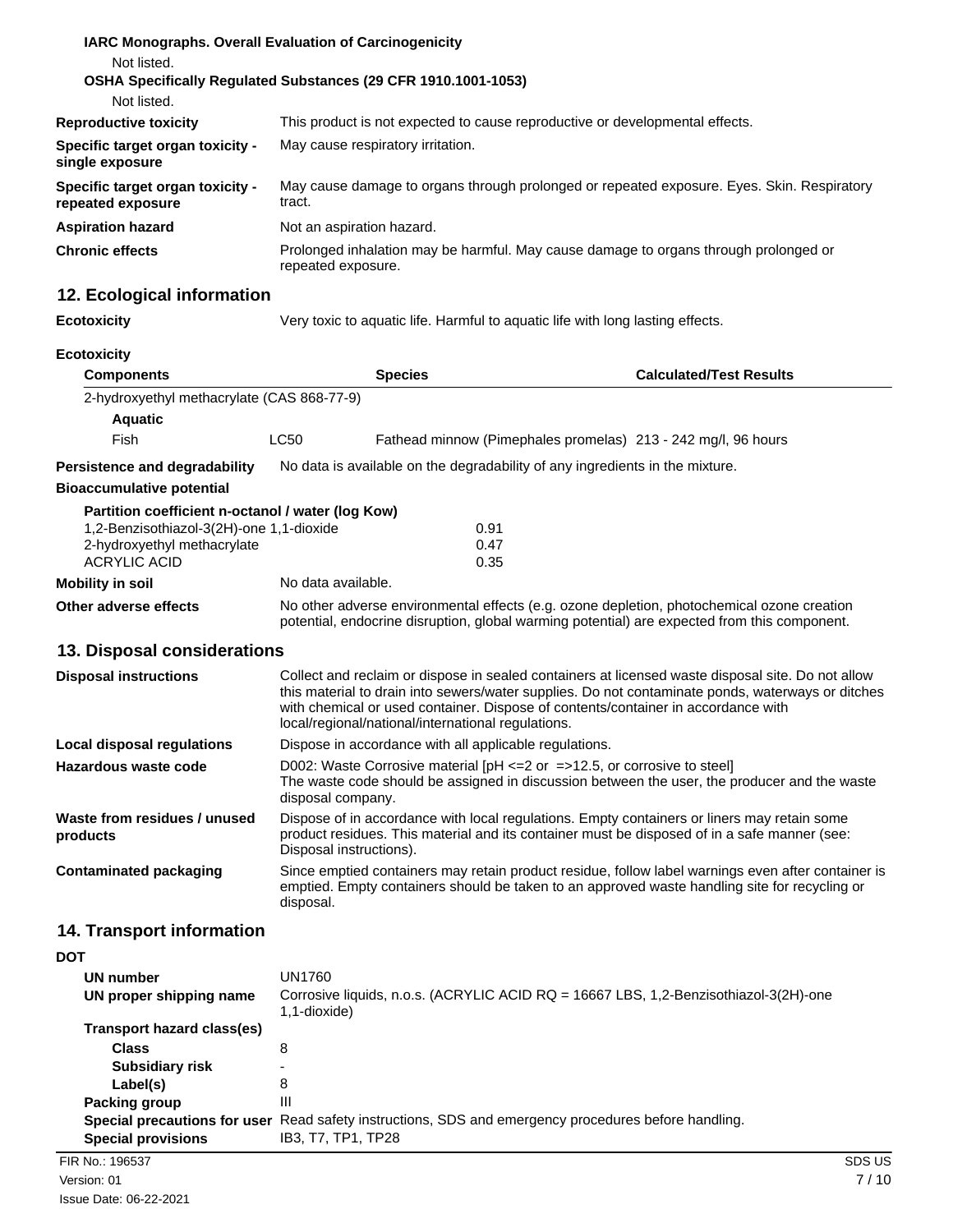**IARC Monographs. Overall Evaluation of Carcinogenicity**

Not listed.

**OSHA Specifically Regulated Substances (29 CFR 1910.1001-1053)**

Not listed.

**Reproductive toxicity** This product is not expected to cause reproductive or developmental effects.

**Specific target organ toxicity - single exposure** May cause respiratory irritation.

**Specific target organ toxicity - repeated exposure** May cause damage to organs through prolonged or repeated exposure. Eyes. Skin. Respiratory tract.

**Aspiration hazard** Not an aspiration hazard.

**Chronic effects** Prolonged inhalation may be harmful. May cause damage to organs through prolonged or repeated exposure.

## 12. Ecological information

**Ecotoxicity** Very toxic to aquatic life. Harmful to aquatic life with long lasting effects.

**Ecotoxicity**

| Components | | Species | Calculated/Test Results |
|---|---|---|---|
| 2-hydroxyethyl methacrylate (CAS 868-77-9) | | | |
| **Aquatic** | | | |
| Fish | LC50 | Fathead minnow (Pimephales promelas) | 213 - 242 mg/l, 96 hours |

**Persistence and degradability** No data is available on the degradability of any ingredients in the mixture.

**Bioaccumulative potential**

**Partition coefficient n-octanol / water (log Kow)**

| | |
|---|---|
| 1,2-Benzisothiazol-3(2H)-one 1,1-dioxide | 0.91 |
| 2-hydroxyethyl methacrylate | 0.47 |
| ACRYLIC ACID | 0.35 |

**Mobility in soil** No data available.

**Other adverse effects** No other adverse environmental effects (e.g. ozone depletion, photochemical ozone creation potential, endocrine disruption, global warming potential) are expected from this component.

## 13. Disposal considerations

**Disposal instructions** Collect and reclaim or dispose in sealed containers at licensed waste disposal site. Do not allow this material to drain into sewers/water supplies. Do not contaminate ponds, waterways or ditches with chemical or used container. Dispose of contents/container in accordance with local/regional/national/international regulations.

**Local disposal regulations** Dispose in accordance with all applicable regulations.

**Hazardous waste code** D002: Waste Corrosive material [pH <=2 or =>12.5, or corrosive to steel]
The waste code should be assigned in discussion between the user, the producer and the waste disposal company.

**Waste from residues / unused products** Dispose of in accordance with local regulations. Empty containers or liners may retain some product residues. This material and its container must be disposed of in a safe manner (see: Disposal instructions).

**Contaminated packaging** Since emptied containers may retain product residue, follow label warnings even after container is emptied. Empty containers should be taken to an approved waste handling site for recycling or disposal.

## 14. Transport information

**DOT**

**UN number** UN1760

**UN proper shipping name** Corrosive liquids, n.o.s. (ACRYLIC ACID RQ = 16667 LBS, 1,2-Benzisothiazol-3(2H)-one 1,1-dioxide)

**Transport hazard class(es)**

**Class** 8

**Subsidiary risk** -

**Label(s)** 8

**Packing group** III

**Special precautions for user** Read safety instructions, SDS and emergency procedures before handling.

**Special provisions** IB3, T7, TP1, TP28

FIR No.: 196537
Version: 01
Issue Date: 06-22-2021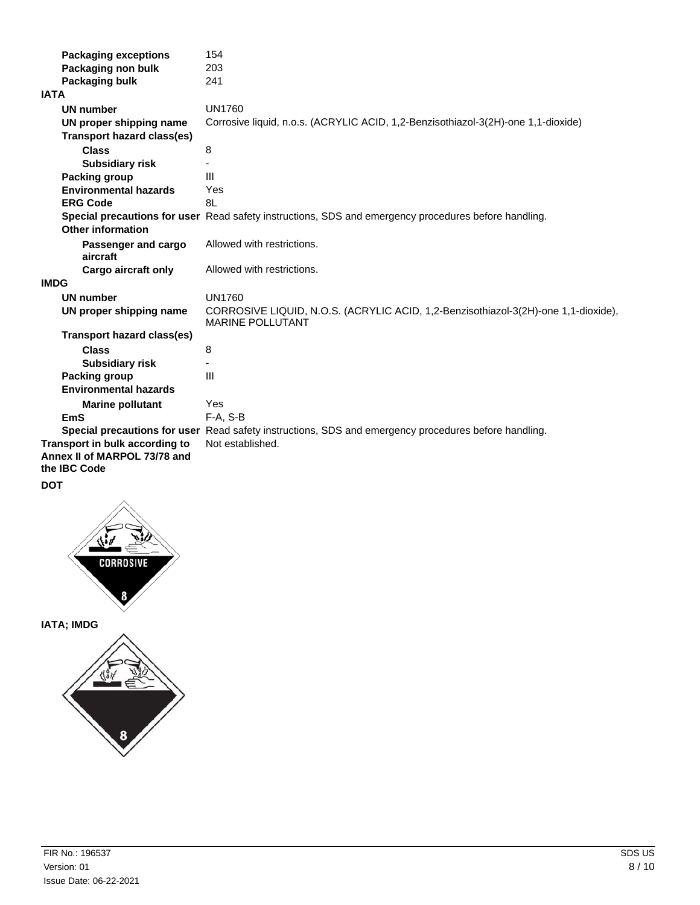| | |
|---|---|
| **Packaging exceptions** | 154 |
| **Packaging non bulk** | 203 |
| **Packaging bulk** | 241 |

**IATA**

| | |
|---|---|
| **UN number** | UN1760 |
| **UN proper shipping name** | Corrosive liquid, n.o.s. (ACRYLIC ACID, 1,2-Benzisothiazol-3(2H)-one 1,1-dioxide) |
| **Transport hazard class(es)** | |
| **Class** | 8 |
| **Subsidiary risk** | - |
| **Packing group** | III |
| **Environmental hazards** | Yes |
| **ERG Code** | 8L |
| **Special precautions for user** | Read safety instructions, SDS and emergency procedures before handling. |
| **Other information** | |
| **Passenger and cargo aircraft** | Allowed with restrictions. |
| **Cargo aircraft only** | Allowed with restrictions. |

**IMDG**

| | |
|---|---|
| **UN number** | UN1760 |
| **UN proper shipping name** | CORROSIVE LIQUID, N.O.S. (ACRYLIC ACID, 1,2-Benzisothiazol-3(2H)-one 1,1-dioxide), MARINE POLLUTANT |
| **Transport hazard class(es)** | |
| **Class** | 8 |
| **Subsidiary risk** | - |
| **Packing group** | III |
| **Environmental hazards** | |
| **Marine pollutant** | Yes |
| **EmS** | F-A, S-B |
| **Special precautions for user** | Read safety instructions, SDS and emergency procedures before handling. |

| | |
|---|---|
| **Transport in bulk according to Annex II of MARPOL 73/78 and the IBC Code** | Not established. |

**DOT**

CORROSIVE

8

**IATA; IMDG**

8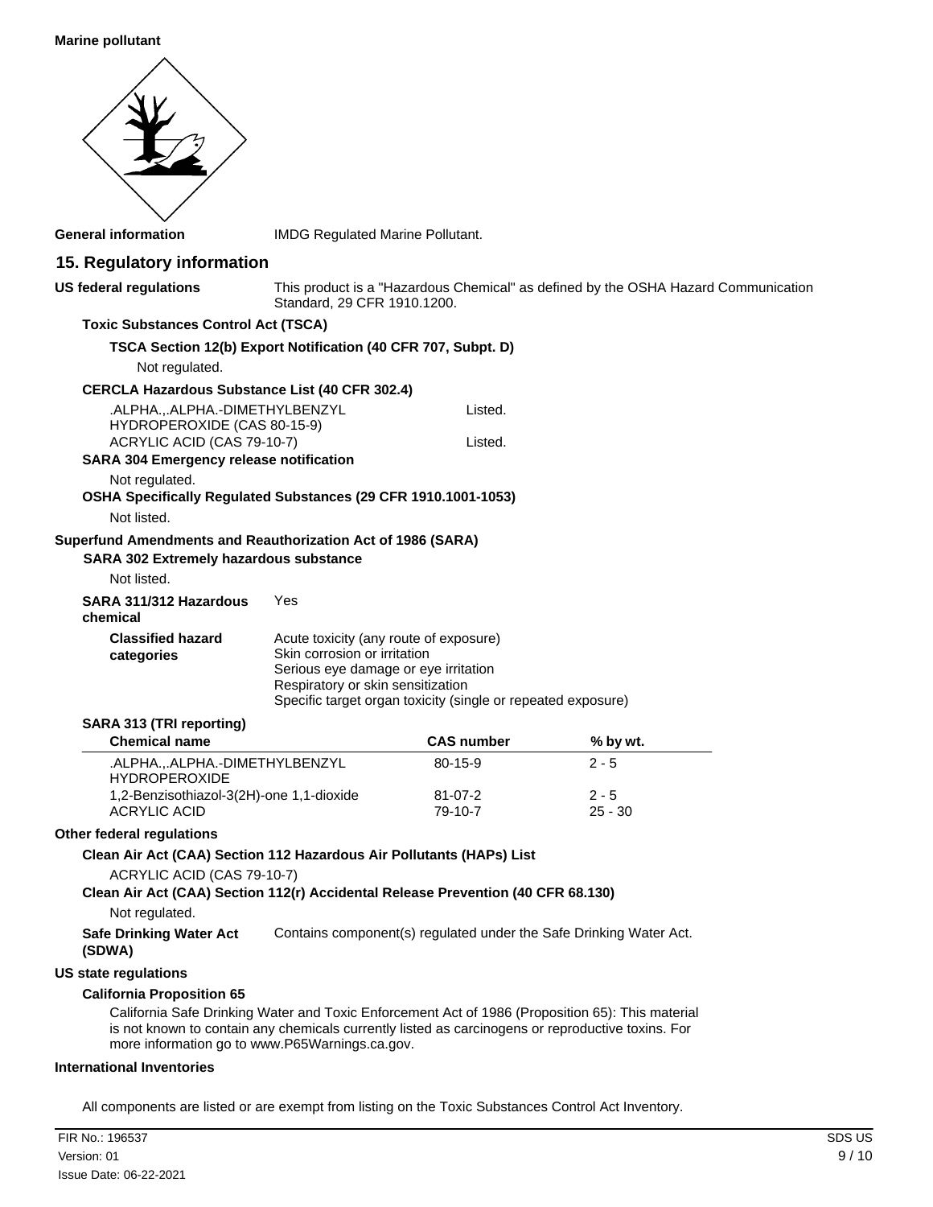**Marine pollutant**

**General information** IMDG Regulated Marine Pollutant.

## 15. Regulatory information

**US federal regulations** This product is a "Hazardous Chemical" as defined by the OSHA Hazard Communication Standard, 29 CFR 1910.1200.

**Toxic Substances Control Act (TSCA)**

**TSCA Section 12(b) Export Notification (40 CFR 707, Subpt. D)**

Not regulated.

**CERCLA Hazardous Substance List (40 CFR 302.4)**

| | |
|---|---|
| .ALPHA.,.ALPHA.-DIMETHYLBENZYL HYDROPEROXIDE (CAS 80-15-9) | Listed. |
| ACRYLIC ACID (CAS 79-10-7) | Listed. |

**SARA 304 Emergency release notification**

Not regulated.

**OSHA Specifically Regulated Substances (29 CFR 1910.1001-1053)**

Not listed.

**Superfund Amendments and Reauthorization Act of 1986 (SARA)**

**SARA 302 Extremely hazardous substance**

Not listed.

**SARA 311/312 Hazardous chemical** Yes

**Classified hazard categories**
Acute toxicity (any route of exposure)
Skin corrosion or irritation
Serious eye damage or eye irritation
Respiratory or skin sensitization
Specific target organ toxicity (single or repeated exposure)

**SARA 313 (TRI reporting)**

| Chemical name | CAS number | % by wt. |
|---|---|---|
| .ALPHA.,.ALPHA.-DIMETHYLBENZYL HYDROPEROXIDE | 80-15-9 | 2 - 5 |
| 1,2-Benzisothiazol-3(2H)-one 1,1-dioxide | 81-07-2 | 2 - 5 |
| ACRYLIC ACID | 79-10-7 | 25 - 30 |

**Other federal regulations**

**Clean Air Act (CAA) Section 112 Hazardous Air Pollutants (HAPs) List**

ACRYLIC ACID (CAS 79-10-7)

**Clean Air Act (CAA) Section 112(r) Accidental Release Prevention (40 CFR 68.130)**

Not regulated.

**Safe Drinking Water Act (SDWA)** Contains component(s) regulated under the Safe Drinking Water Act.

**US state regulations**

**California Proposition 65**

California Safe Drinking Water and Toxic Enforcement Act of 1986 (Proposition 65): This material is not known to contain any chemicals currently listed as carcinogens or reproductive toxins. For more information go to www.P65Warnings.ca.gov.

**International Inventories**

All components are listed or are exempt from listing on the Toxic Substances Control Act Inventory.

FIR No.: 196537
Version: 01
Issue Date: 06-22-2021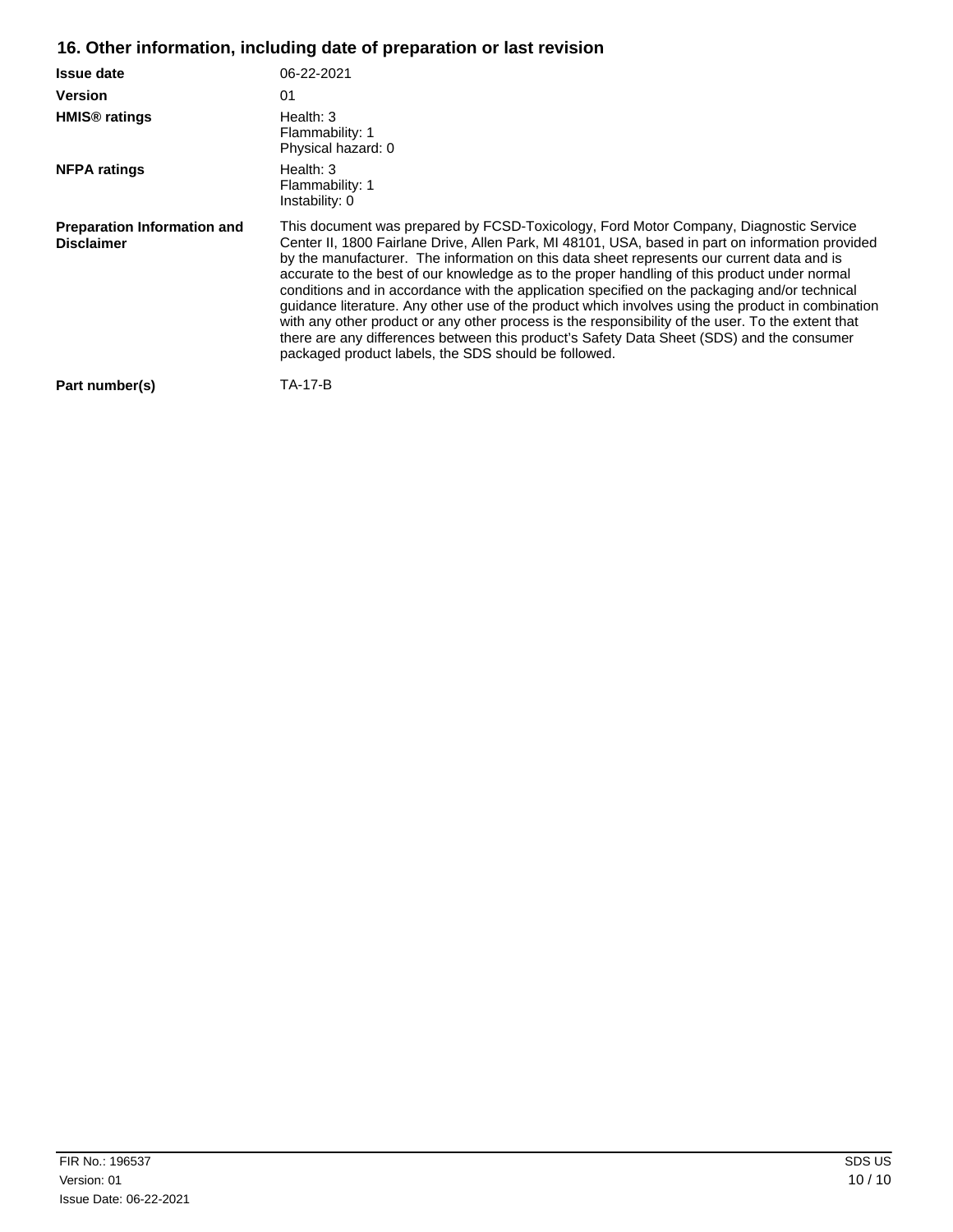## 16. Other information, including date of preparation or last revision

| | |
|---|---|
| **Issue date** | 06-22-2021 |
| **Version** | 01 |
| **HMIS® ratings** | Health: 3<br>Flammability: 1<br>Physical hazard: 0 |
| **NFPA ratings** | Health: 3<br>Flammability: 1<br>Instability: 0 |
| **Preparation Information and Disclaimer** | This document was prepared by FCSD-Toxicology, Ford Motor Company, Diagnostic Service Center II, 1800 Fairlane Drive, Allen Park, MI 48101, USA, based in part on information provided by the manufacturer. The information on this data sheet represents our current data and is accurate to the best of our knowledge as to the proper handling of this product under normal conditions and in accordance with the application specified on the packaging and/or technical guidance literature. Any other use of the product which involves using the product in combination with any other product or any other process is the responsibility of the user. To the extent that there are any differences between this product's Safety Data Sheet (SDS) and the consumer packaged product labels, the SDS should be followed. |
| **Part number(s)** | TA-17-B |